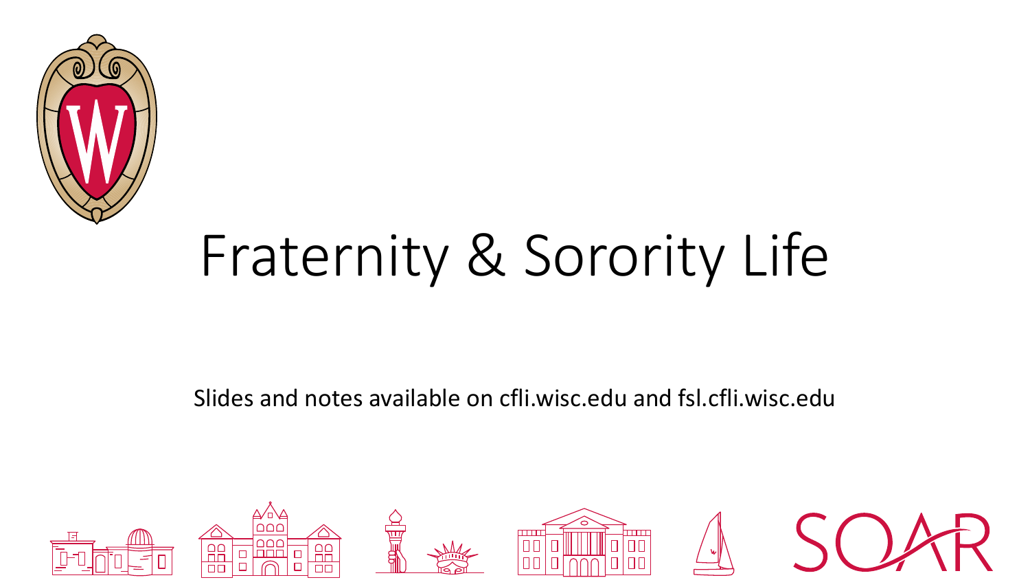# Fraternity & Sorority Life

Slides and notes available on cfli.wisc.edu and fsl.cfli.wisc.edu

SOAR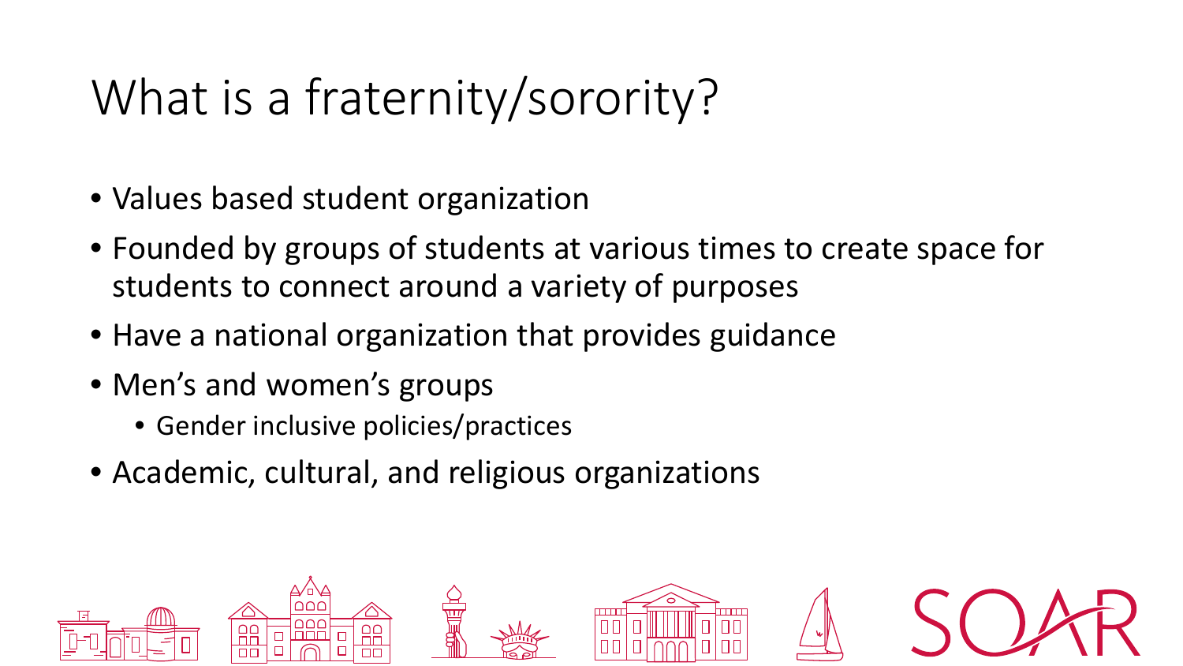# What is a fraternity/sorority?

- Values based student organization
- Founded by groups of students at various times to create space for students to connect around a variety of purposes
- Have a national organization that provides guidance
- Men's and women's groups
  - Gender inclusive policies/practices
- Academic, cultural, and religious organizations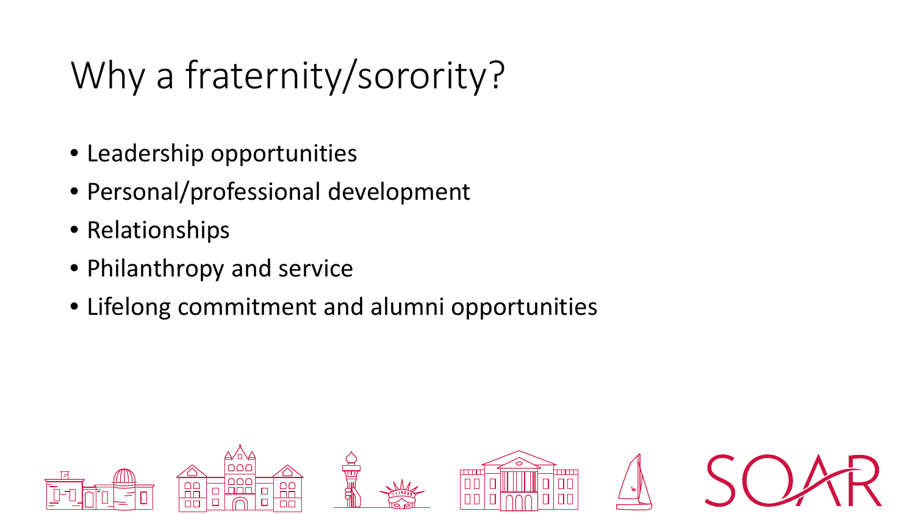# Why a fraternity/sorority?

- Leadership opportunities
- Personal/professional development
- Relationships
- Philanthropy and service
- Lifelong commitment and alumni opportunities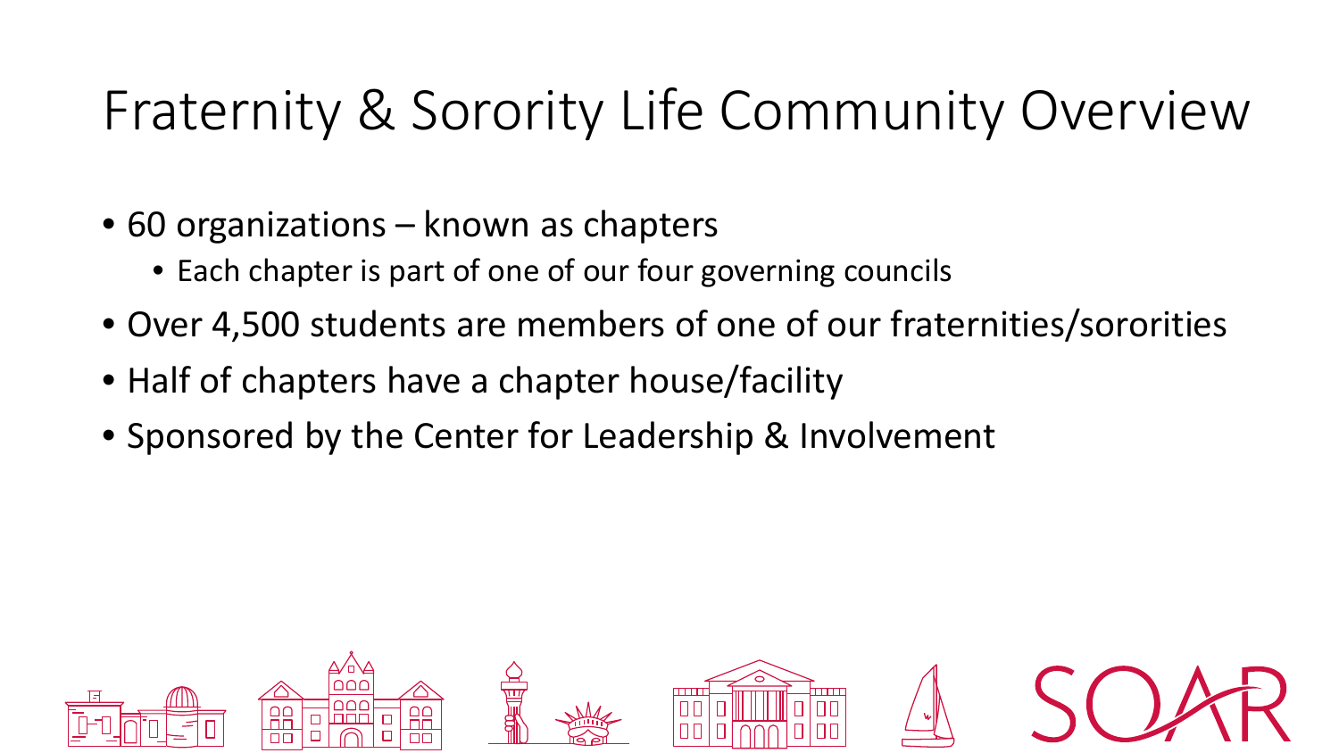# Fraternity & Sorority Life Community Overview

- 60 organizations – known as chapters
  - Each chapter is part of one of our four governing councils
- Over 4,500 students are members of one of our fraternities/sororities
- Half of chapters have a chapter house/facility
- Sponsored by the Center for Leadership & Involvement

SOAR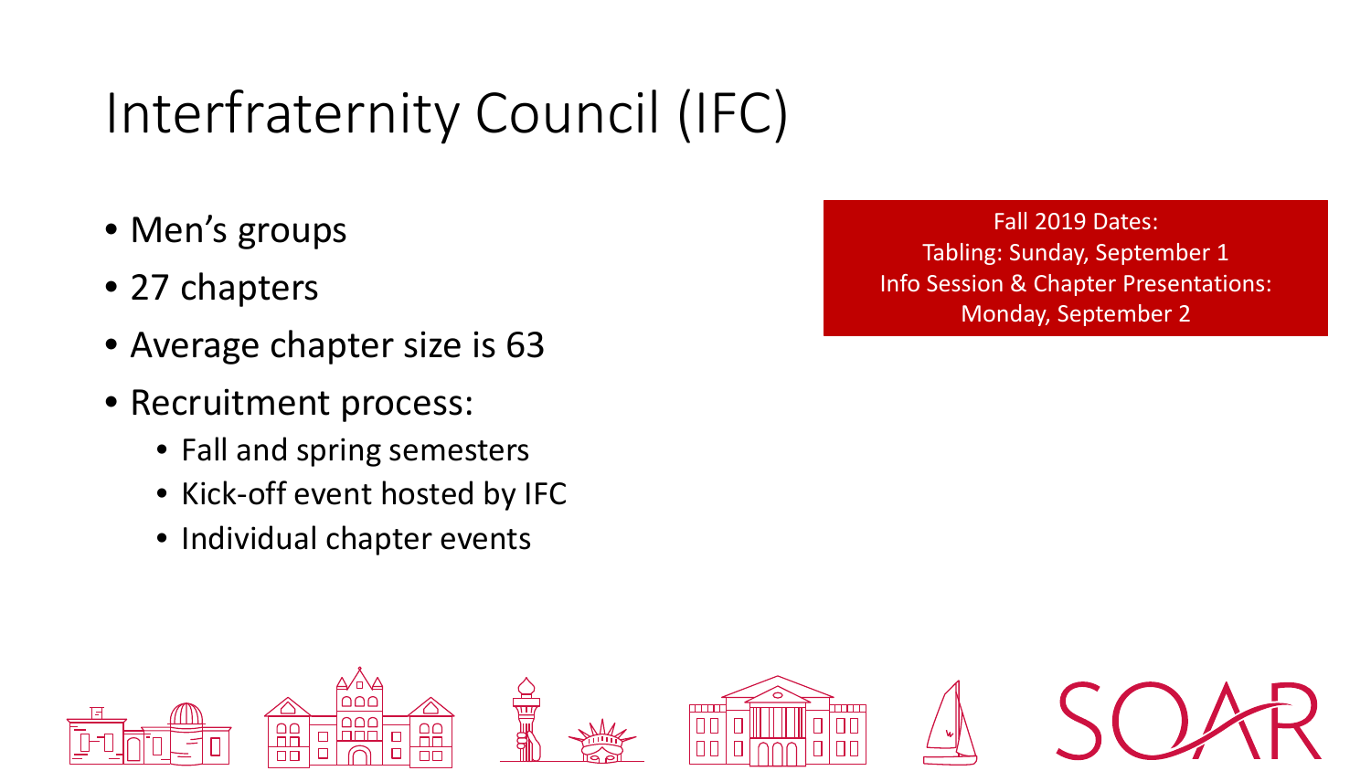# Interfraternity Council (IFC)

- Men's groups
- 27 chapters
- Average chapter size is 63
- Recruitment process:
  - Fall and spring semesters
  - Kick-off event hosted by IFC
  - Individual chapter events

Fall 2019 Dates:
Tabling: Sunday, September 1
Info Session & Chapter Presentations: Monday, September 2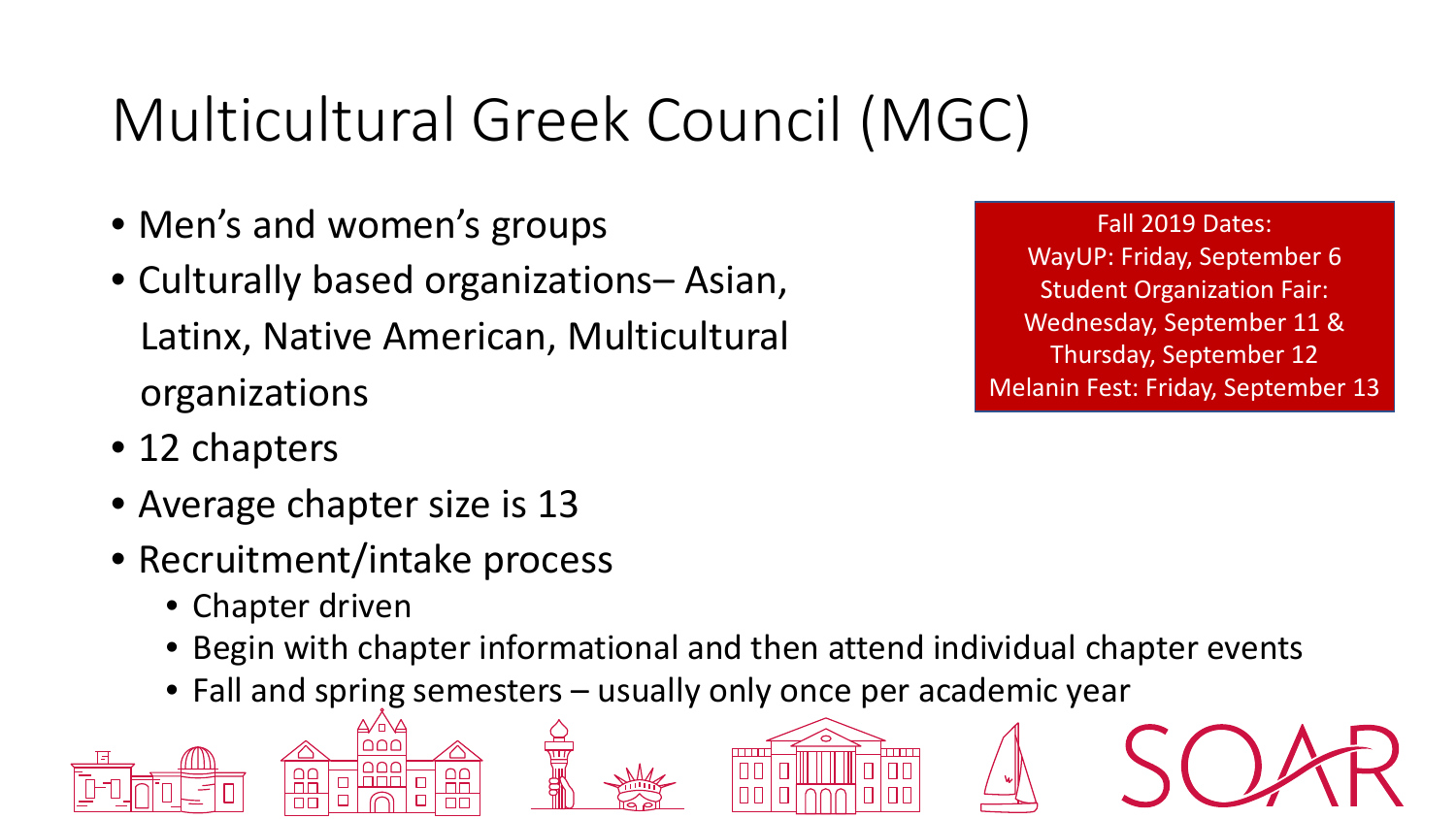# Multicultural Greek Council (MGC)

- Men's and women's groups
- Culturally based organizations– Asian, Latinx, Native American, Multicultural organizations
- 12 chapters
- Average chapter size is 13
- Recruitment/intake process
  - Chapter driven
  - Begin with chapter informational and then attend individual chapter events
  - Fall and spring semesters – usually only once per academic year

Fall 2019 Dates:
WayUP: Friday, September 6
Student Organization Fair: Wednesday, September 11 & Thursday, September 12
Melanin Fest: Friday, September 13

SOAR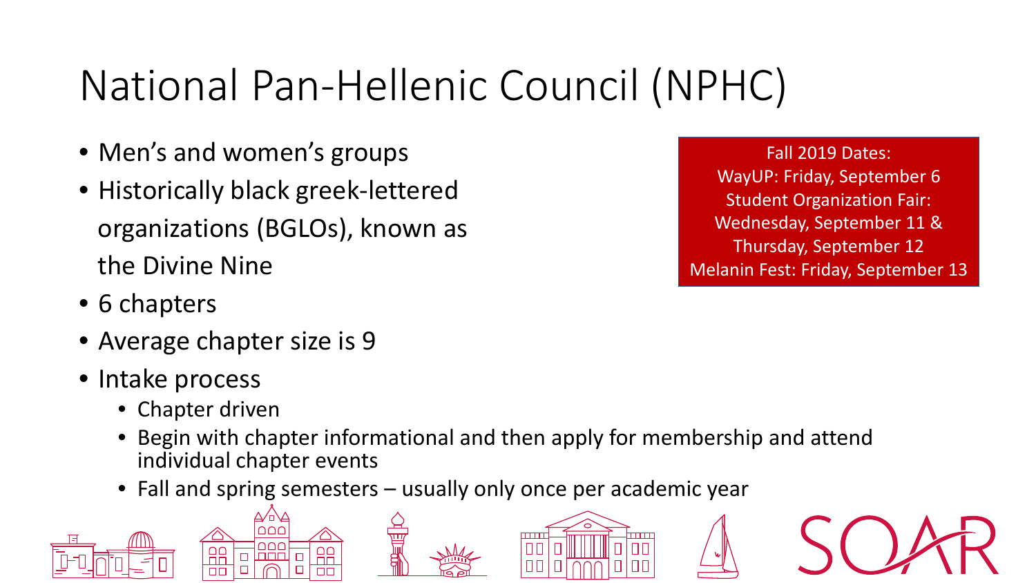# National Pan-Hellenic Council (NPHC)

- Men's and women's groups
- Historically black greek-lettered organizations (BGLOs), known as the Divine Nine
- 6 chapters
- Average chapter size is 9
- Intake process
  - Chapter driven
  - Begin with chapter informational and then apply for membership and attend individual chapter events
  - Fall and spring semesters – usually only once per academic year

Fall 2019 Dates:
WayUP: Friday, September 6
Student Organization Fair:
Wednesday, September 11 &
Thursday, September 12
Melanin Fest: Friday, September 13

SOAR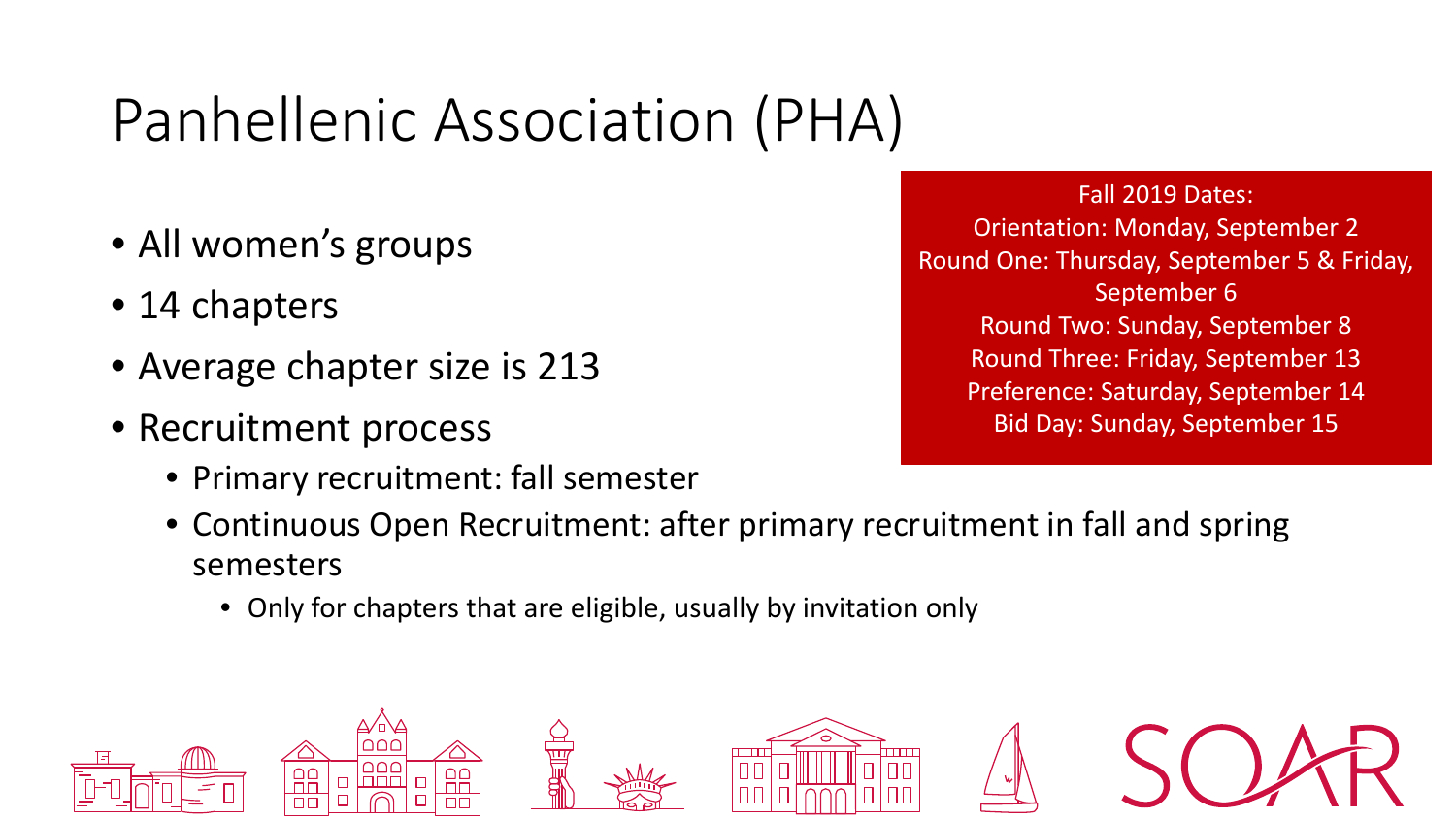# Panhellenic Association (PHA)

- All women's groups
- 14 chapters
- Average chapter size is 213
- Recruitment process
  - Primary recruitment: fall semester
  - Continuous Open Recruitment: after primary recruitment in fall and spring semesters
    - Only for chapters that are eligible, usually by invitation only

Fall 2019 Dates:
Orientation: Monday, September 2
Round One: Thursday, September 5 & Friday, September 6
Round Two: Sunday, September 8
Round Three: Friday, September 13
Preference: Saturday, September 14
Bid Day: Sunday, September 15

SOAR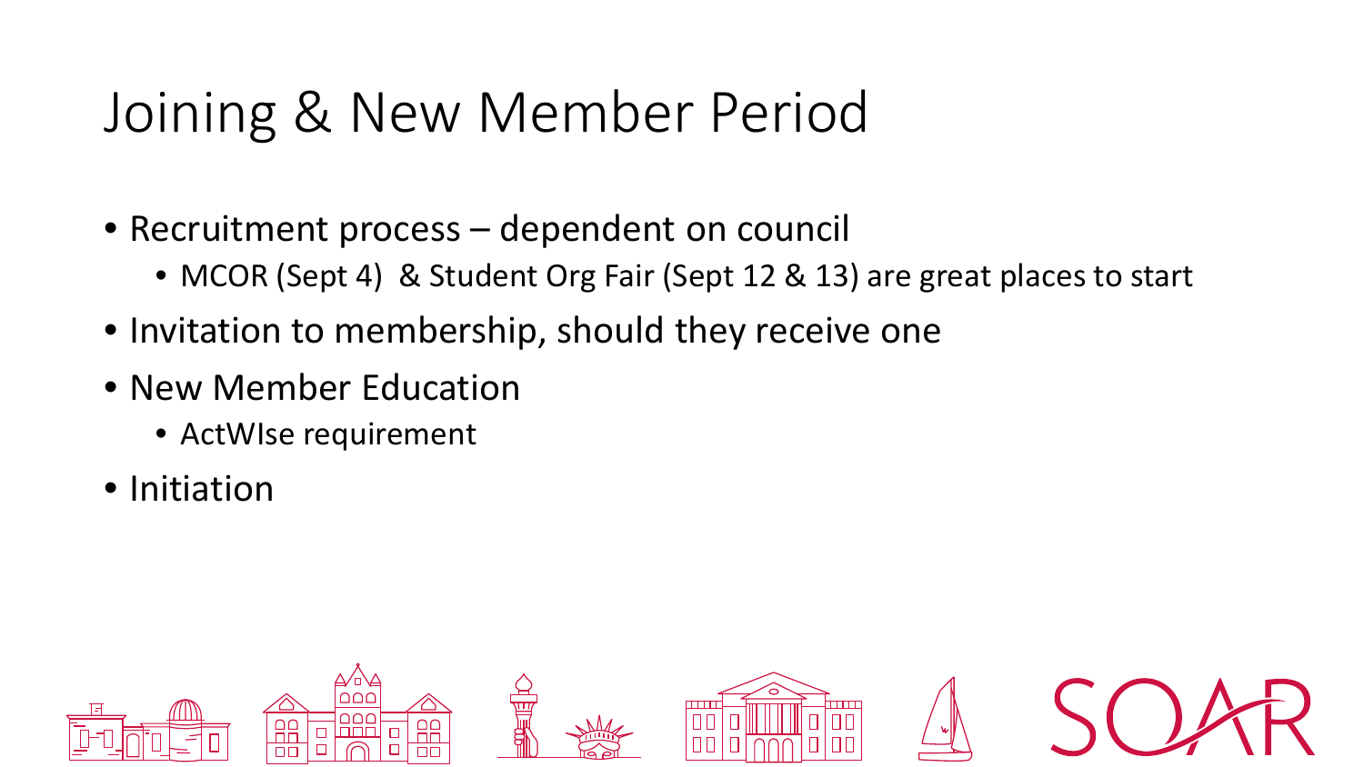# Joining & New Member Period

- Recruitment process – dependent on council
  - MCOR (Sept 4) & Student Org Fair (Sept 12 & 13) are great places to start
- Invitation to membership, should they receive one
- New Member Education
  - ActWIse requirement
- Initiation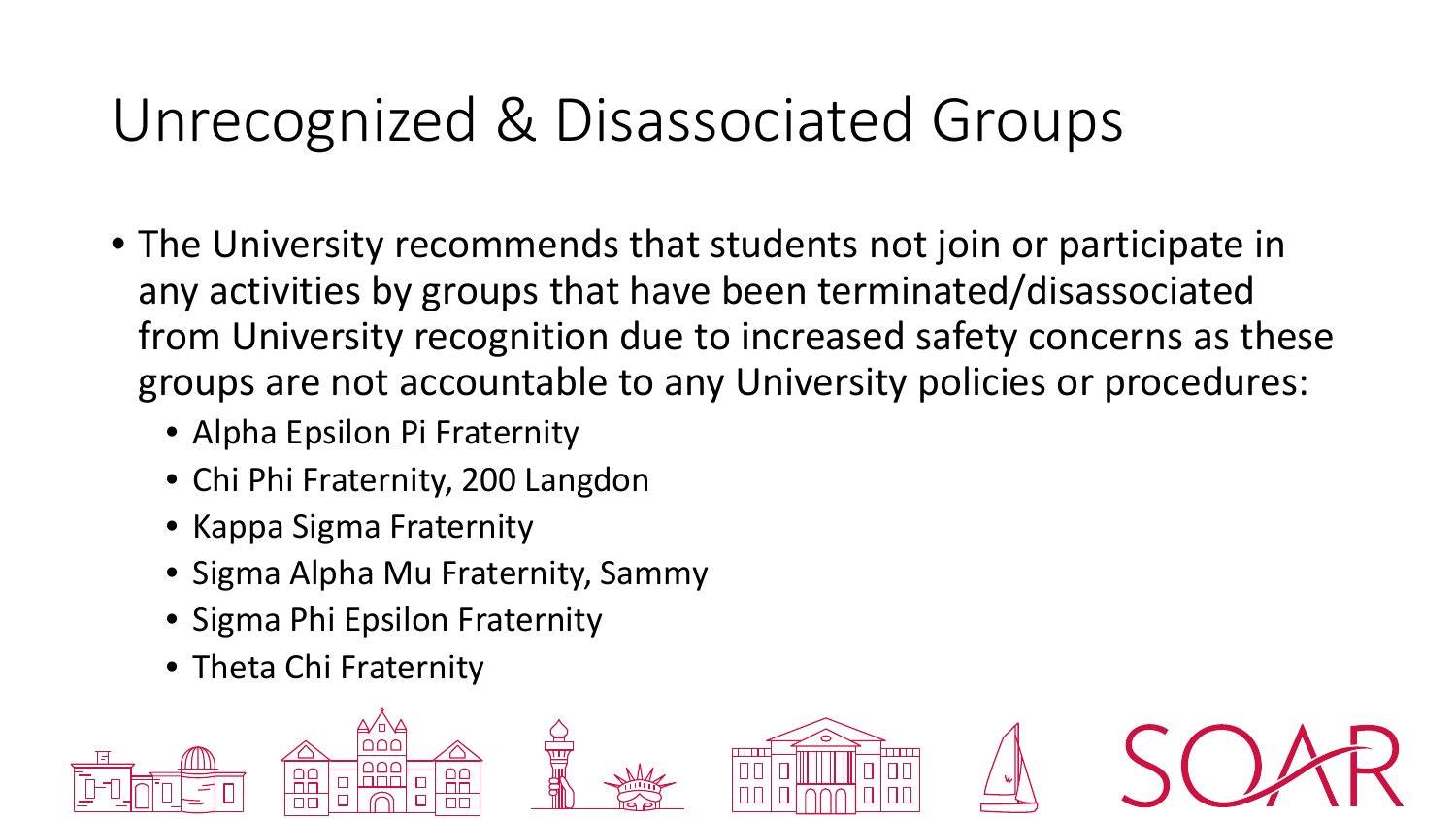# Unrecognized & Disassociated Groups

- The University recommends that students not join or participate in any activities by groups that have been terminated/disassociated from University recognition due to increased safety concerns as these groups are not accountable to any University policies or procedures:
  - Alpha Epsilon Pi Fraternity
  - Chi Phi Fraternity, 200 Langdon
  - Kappa Sigma Fraternity
  - Sigma Alpha Mu Fraternity, Sammy
  - Sigma Phi Epsilon Fraternity
  - Theta Chi Fraternity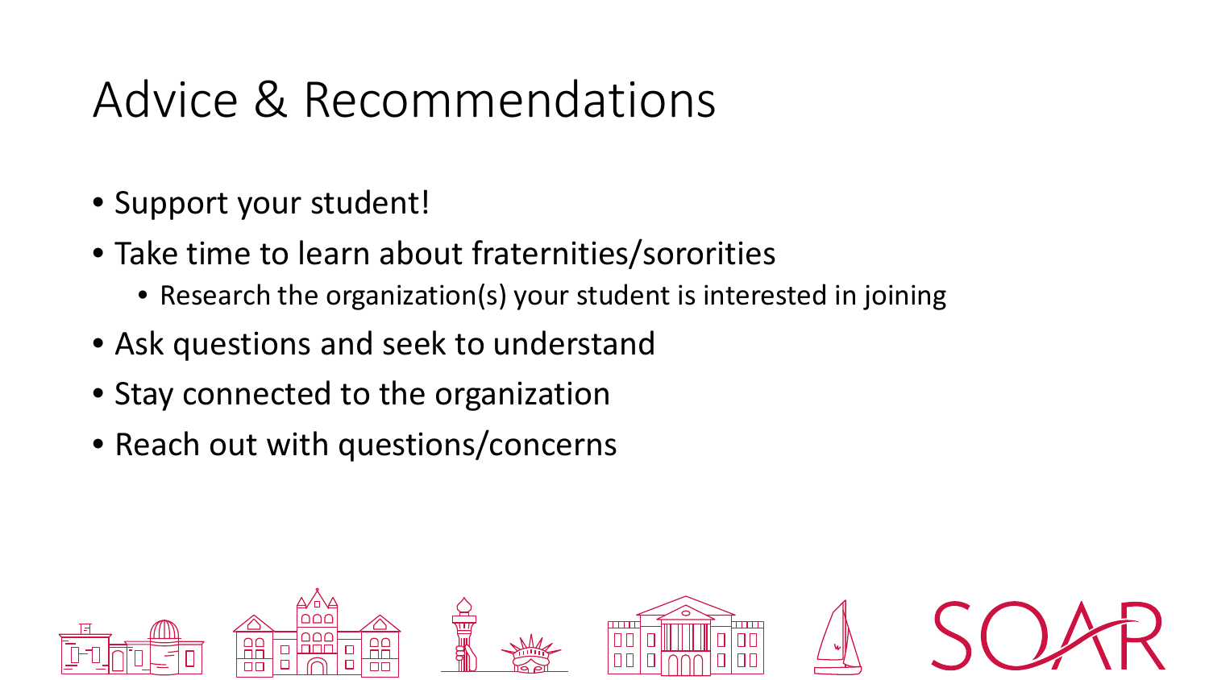# Advice & Recommendations

- Support your student!
- Take time to learn about fraternities/sororities
  - Research the organization(s) your student is interested in joining
- Ask questions and seek to understand
- Stay connected to the organization
- Reach out with questions/concerns

SOAR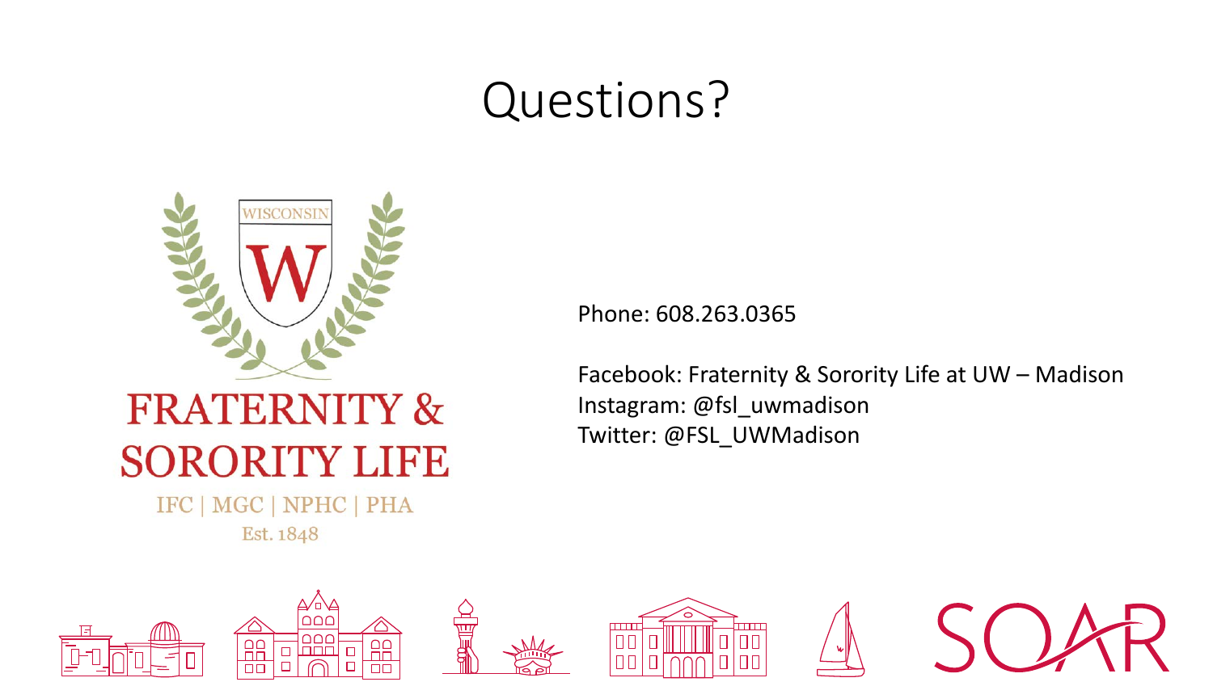# Questions?

WISCONSIN

W

FRATERNITY & SORORITY LIFE

IFC | MGC | NPHC | PHA

Est. 1848

Phone: 608.263.0365

Facebook: Fraternity & Sorority Life at UW – Madison
Instagram: @fsl_uwmadison
Twitter: @FSL_UWMadison

SOAR